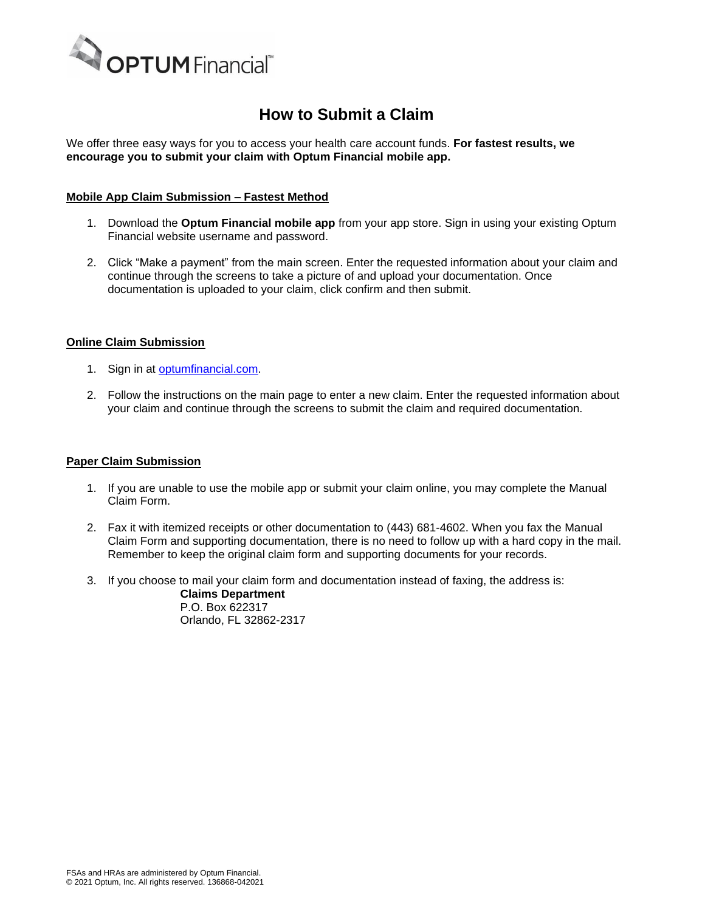# How to Submit a Claim

We offer three easy ways for you to access your health care account funds. **For fastest results, we encourage you to submit your claim with Optum Financial mobile app.**

## Mobile App Claim Submission – Fastest Method

1. Download the **Optum Financial mobile app** from your app store. Sign in using your existing Optum Financial website username and password.

2. Click "Make a payment" from the main screen. Enter the requested information about your claim and continue through the screens to take a picture of and upload your documentation. Once documentation is uploaded to your claim, click confirm and then submit.

## Online Claim Submission

1. Sign in at [optumfinancial.com](optumfinancial.com).

2. Follow the instructions on the main page to enter a new claim. Enter the requested information about your claim and continue through the screens to submit the claim and required documentation.

## Paper Claim Submission

1. If you are unable to use the mobile app or submit your claim online, you may complete the Manual Claim Form.

2. Fax it with itemized receipts or other documentation to (443) 681-4602. When you fax the Manual Claim Form and supporting documentation, there is no need to follow up with a hard copy in the mail. Remember to keep the original claim form and supporting documents for your records.

3. If you choose to mail your claim form and documentation instead of faxing, the address is:

   **Claims Department**
   P.O. Box 622317
   Orlando, FL 32862-2317

FSAs and HRAs are administered by Optum Financial.
© 2021 Optum, Inc. All rights reserved. 136868-042021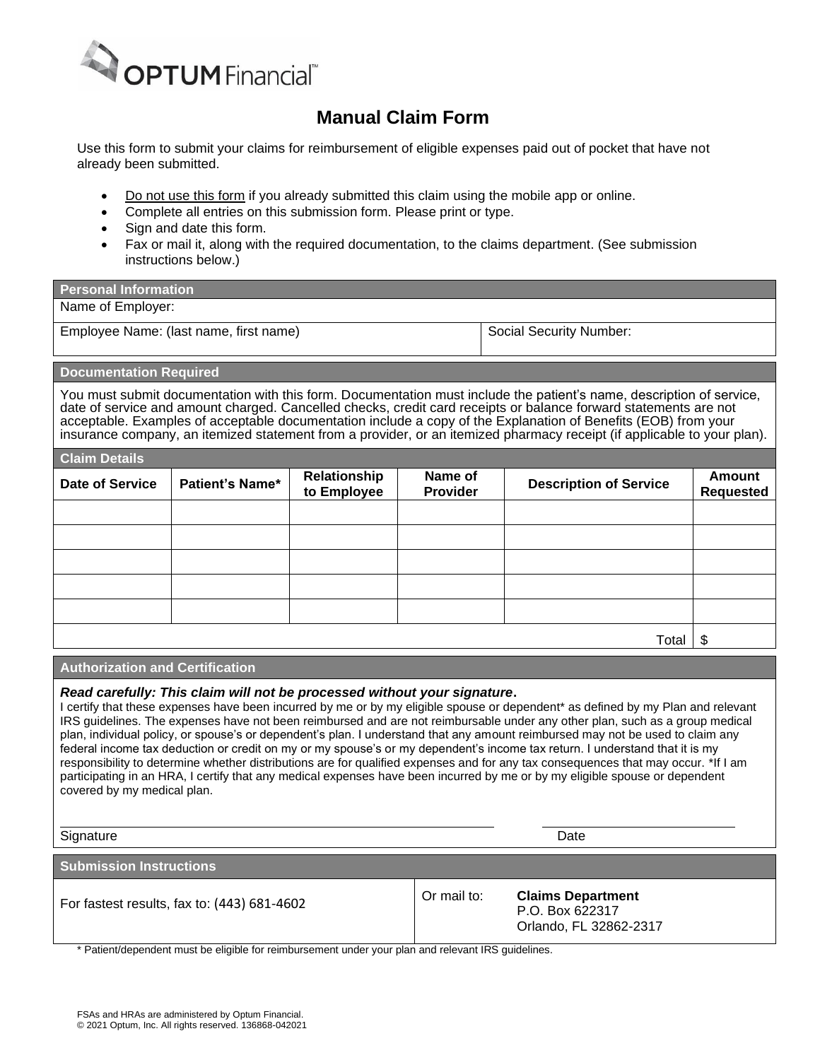OPTUM Financial™

# Manual Claim Form

Use this form to submit your claims for reimbursement of eligible expenses paid out of pocket that have not already been submitted.

- Do not use this form if you already submitted this claim using the mobile app or online.
- Complete all entries on this submission form. Please print or type.
- Sign and date this form.
- Fax or mail it, along with the required documentation, to the claims department. (See submission instructions below.)

## Personal Information

| | |
|---|---|
| Name of Employer: | |
| Employee Name: (last name, first name) | Social Security Number: |

## Documentation Required

You must submit documentation with this form. Documentation must include the patient's name, description of service, date of service and amount charged. Cancelled checks, credit card receipts or balance forward statements are not acceptable. Examples of acceptable documentation include a copy of the Explanation of Benefits (EOB) from your insurance company, an itemized statement from a provider, or an itemized pharmacy receipt (if applicable to your plan).

## Claim Details

| Date of Service | Patient's Name* | Relationship to Employee | Name of Provider | Description of Service | Amount Requested |
|---|---|---|---|---|---|
| | | | | | |
| | | | | | |
| | | | | | |
| | | | | | |
| | | | | | |
| | | | | Total | $ |

## Authorization and Certification

***Read carefully: This claim will not be processed without your signature.***

I certify that these expenses have been incurred by me or by my eligible spouse or dependent* as defined by my Plan and relevant IRS guidelines. The expenses have not been reimbursed and are not reimbursable under any other plan, such as a group medical plan, individual policy, or spouse's or dependent's plan. I understand that any amount reimbursed may not be used to claim any federal income tax deduction or credit on my or my spouse's or my dependent's income tax return. I understand that it is my responsibility to determine whether distributions are for qualified expenses and for any tax consequences that may occur. *If I am participating in an HRA, I certify that any medical expenses have been incurred by me or by my eligible spouse or dependent covered by my medical plan.

Signature ____________________ Date ____________________

## Submission Instructions

| | |
|---|---|
| For fastest results, fax to: (443) 681-4602 | Or mail to: **Claims Department** P.O. Box 622317 Orlando, FL 32862-2317 |

* Patient/dependent must be eligible for reimbursement under your plan and relevant IRS guidelines.

FSAs and HRAs are administered by Optum Financial.
© 2021 Optum, Inc. All rights reserved. 136868-042021